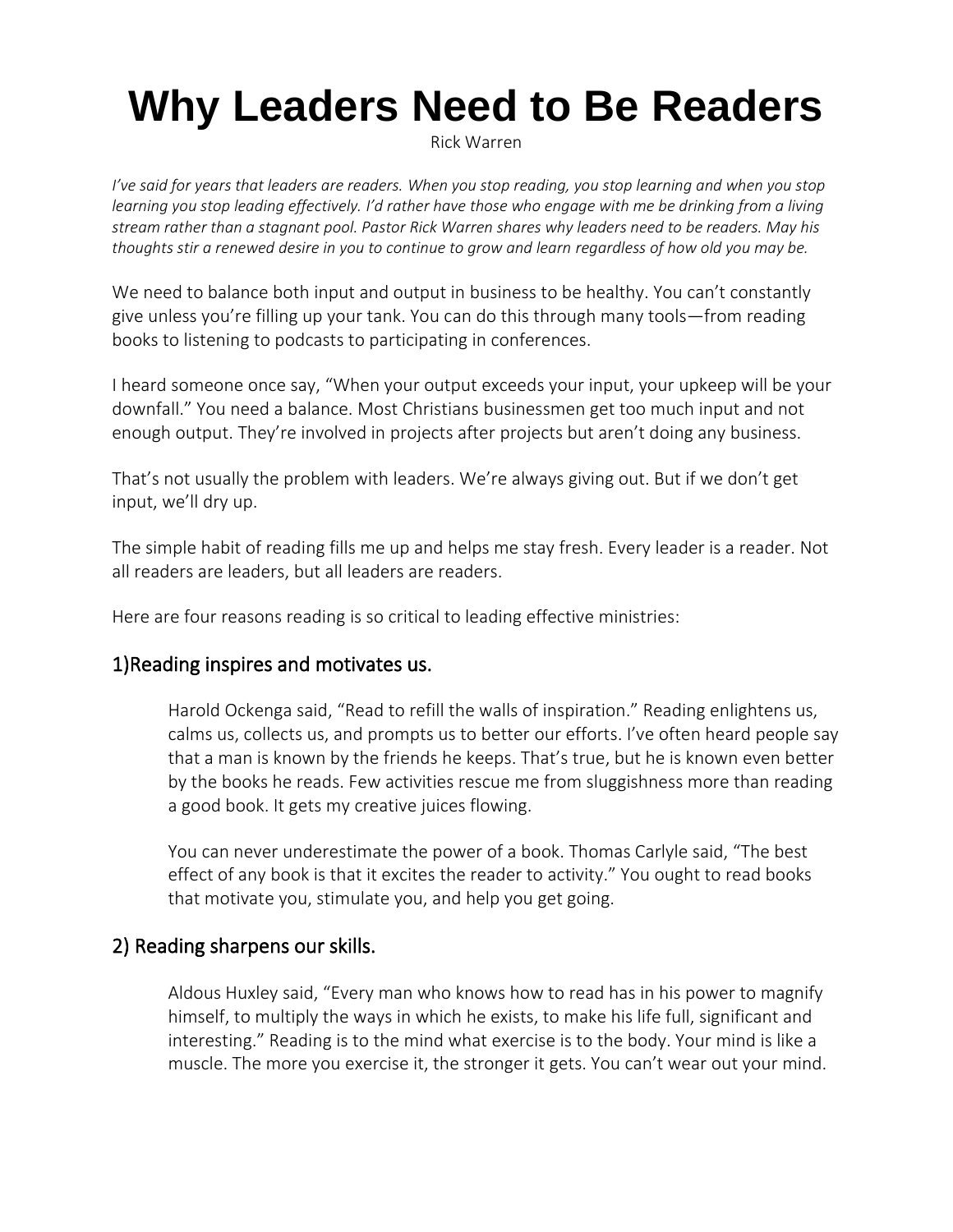# Why Leaders Need to Be Readers

Rick Warren

*I've said for years that leaders are readers. When you stop reading, you stop learning and when you stop learning you stop leading effectively. I'd rather have those who engage with me be drinking from a living stream rather than a stagnant pool. Pastor Rick Warren shares why leaders need to be readers. May his thoughts stir a renewed desire in you to continue to grow and learn regardless of how old you may be.*

We need to balance both input and output in business to be healthy. You can't constantly give unless you're filling up your tank. You can do this through many tools—from reading books to listening to podcasts to participating in conferences.

I heard someone once say, "When your output exceeds your input, your upkeep will be your downfall." You need a balance. Most Christians businessmen get too much input and not enough output. They're involved in projects after projects but aren't doing any business.

That's not usually the problem with leaders. We're always giving out. But if we don't get input, we'll dry up.

The simple habit of reading fills me up and helps me stay fresh. Every leader is a reader. Not all readers are leaders, but all leaders are readers.

Here are four reasons reading is so critical to leading effective ministries:

## 1)Reading inspires and motivates us.

Harold Ockenga said, "Read to refill the walls of inspiration." Reading enlightens us, calms us, collects us, and prompts us to better our efforts. I've often heard people say that a man is known by the friends he keeps. That's true, but he is known even better by the books he reads. Few activities rescue me from sluggishness more than reading a good book. It gets my creative juices flowing.

You can never underestimate the power of a book. Thomas Carlyle said, "The best effect of any book is that it excites the reader to activity." You ought to read books that motivate you, stimulate you, and help you get going.

## 2) Reading sharpens our skills.

Aldous Huxley said, "Every man who knows how to read has in his power to magnify himself, to multiply the ways in which he exists, to make his life full, significant and interesting." Reading is to the mind what exercise is to the body. Your mind is like a muscle. The more you exercise it, the stronger it gets. You can't wear out your mind.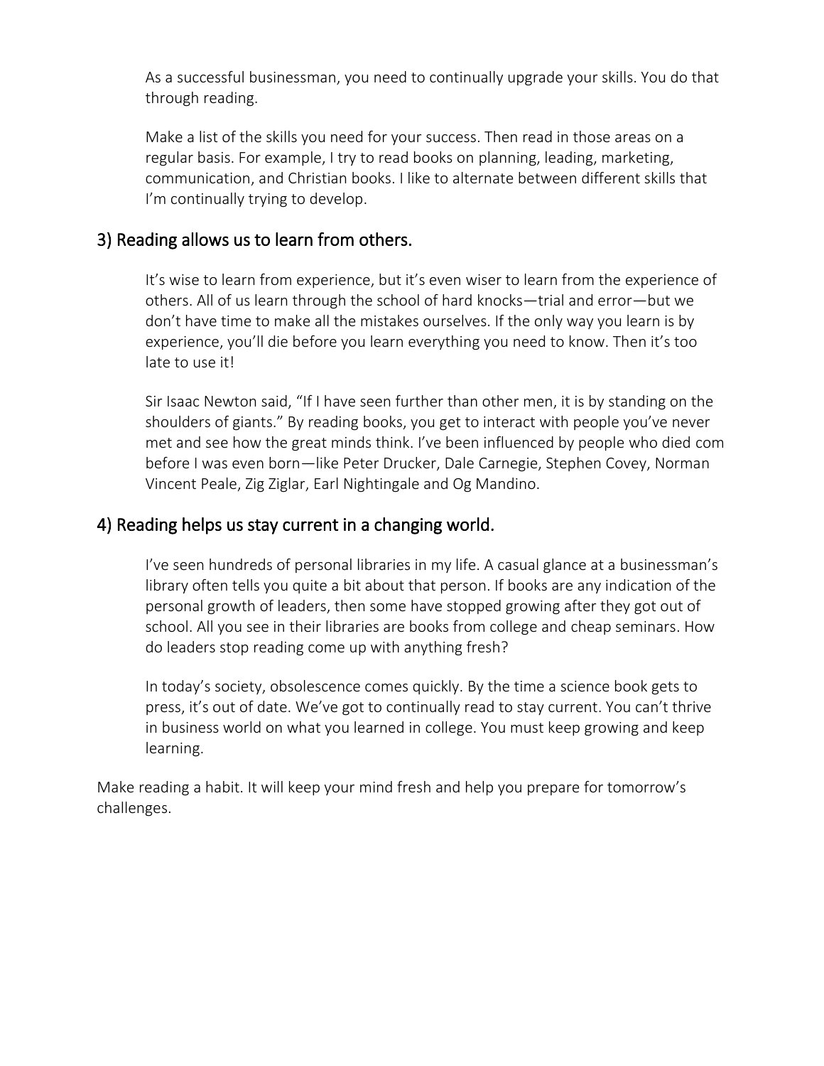As a successful businessman, you need to continually upgrade your skills. You do that through reading.

Make a list of the skills you need for your success. Then read in those areas on a regular basis. For example, I try to read books on planning, leading, marketing, communication, and Christian books. I like to alternate between different skills that I'm continually trying to develop.

## 3) Reading allows us to learn from others.

It's wise to learn from experience, but it's even wiser to learn from the experience of others. All of us learn through the school of hard knocks—trial and error—but we don't have time to make all the mistakes ourselves. If the only way you learn is by experience, you'll die before you learn everything you need to know. Then it's too late to use it!

Sir Isaac Newton said, "If I have seen further than other men, it is by standing on the shoulders of giants." By reading books, you get to interact with people you've never met and see how the great minds think. I've been influenced by people who died com before I was even born—like Peter Drucker, Dale Carnegie, Stephen Covey, Norman Vincent Peale, Zig Ziglar, Earl Nightingale and Og Mandino.

## 4) Reading helps us stay current in a changing world.

I've seen hundreds of personal libraries in my life. A casual glance at a businessman's library often tells you quite a bit about that person. If books are any indication of the personal growth of leaders, then some have stopped growing after they got out of school. All you see in their libraries are books from college and cheap seminars. How do leaders stop reading come up with anything fresh?

In today's society, obsolescence comes quickly. By the time a science book gets to press, it's out of date. We've got to continually read to stay current. You can't thrive in business world on what you learned in college. You must keep growing and keep learning.

Make reading a habit. It will keep your mind fresh and help you prepare for tomorrow's challenges.